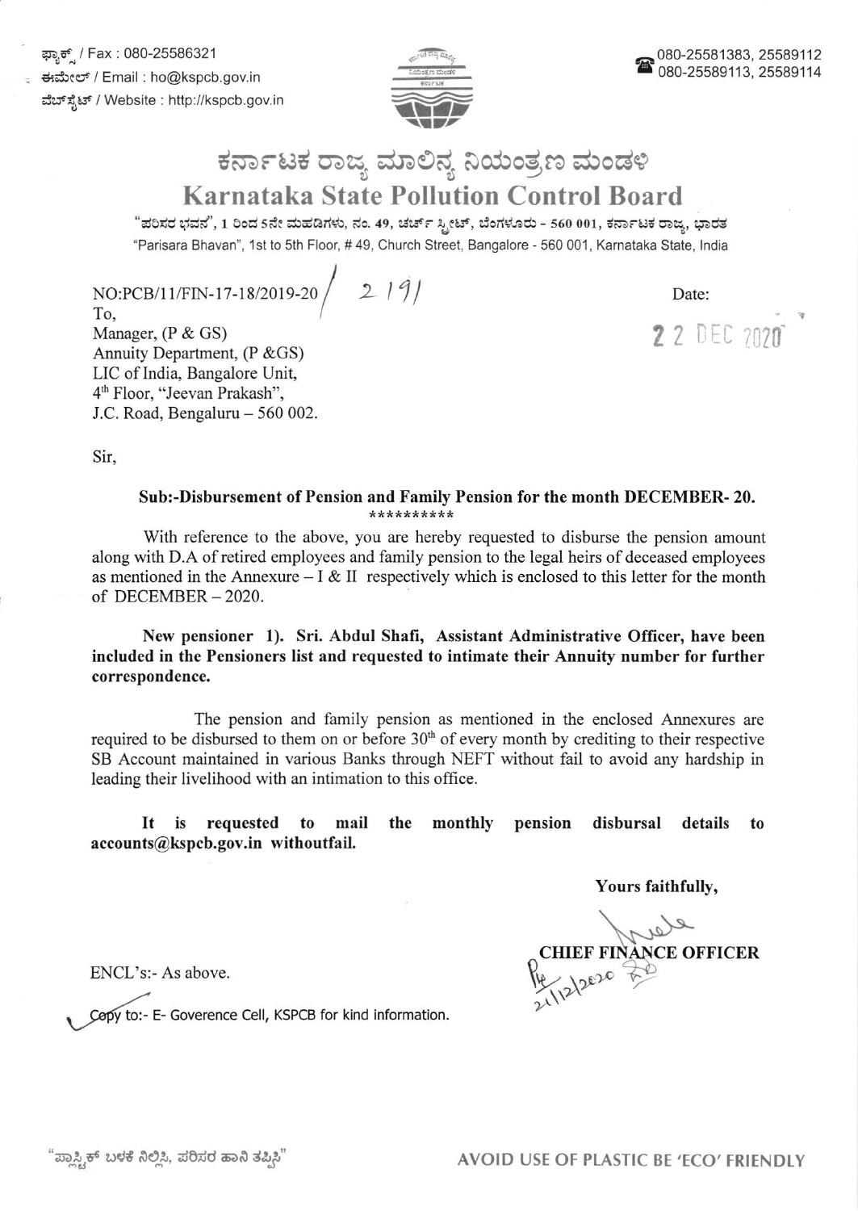ಫ್ಯಾಕ್ಸ್ / Fax : 080-25586321
ಈಮೇಲ್ / Email : ho@kspcb.gov.in
ವೆಬ್‌ಸೈಟ್ / Website : http://kspcb.gov.in

080-25581383, 25589112
080-25589113, 25589114

# ಕರ್ನಾಟಕ ರಾಜ್ಯ ಮಾಲಿನ್ಯ ನಿಯಂತ್ರಣ ಮಂಡಳಿ
# Karnataka State Pollution Control Board

"ಪರಿಸರ ಭವನ", 1 ರಿಂದ 5ನೇ ಮಹಡಿಗಳು, ನಂ. 49, ಚರ್ಚ್ ಸ್ಟ್ರೀಟ್, ಬೆಂಗಳೂರು - 560 001, ಕರ್ನಾಟಕ ರಾಜ್ಯ, ಭಾರತ
"Parisara Bhavan", 1st to 5th Floor, # 49, Church Street, Bangalore - 560 001, Karnataka State, India

NO:PCB/11/FIN-17-18/2019-20 / 2191

Date: 22 DEC 2020

To,
Manager, (P & GS)
Annuity Department, (P &GS)
LIC of India, Bangalore Unit,
4th Floor, "Jeevan Prakash",
J.C. Road, Bengaluru – 560 002.

Sir,

**Sub:-Disbursement of Pension and Family Pension for the month DECEMBER- 20.**
**\*\*\*\*\*\*\*\*\*\***

With reference to the above, you are hereby requested to disburse the pension amount along with D.A of retired employees and family pension to the legal heirs of deceased employees as mentioned in the Annexure – I & II respectively which is enclosed to this letter for the month of DECEMBER – 2020.

**New pensioner 1). Sri. Abdul Shafi, Assistant Administrative Officer, have been included in the Pensioners list and requested to intimate their Annuity number for further correspondence.**

The pension and family pension as mentioned in the enclosed Annexures are required to be disbursed to them on or before 30th of every month by crediting to their respective SB Account maintained in various Banks through NEFT without fail to avoid any hardship in leading their livelihood with an intimation to this office.

**It is requested to mail the monthly pension disbursal details to accounts@kspcb.gov.in withoutfail.**

Yours faithfully,

**CHIEF FINANCE OFFICER**

ENCL's:- As above.

Copy to:- E- Goverence Cell, KSPCB for kind information.

"ಪ್ಲಾಸ್ಟಿಕ್ ಬಳಕೆ ನಿಲ್ಲಿಸಿ, ಪರಿಸರ ಹಾನಿ ತಪ್ಪಿಸಿ"

AVOID USE OF PLASTIC BE 'ECO' FRIENDLY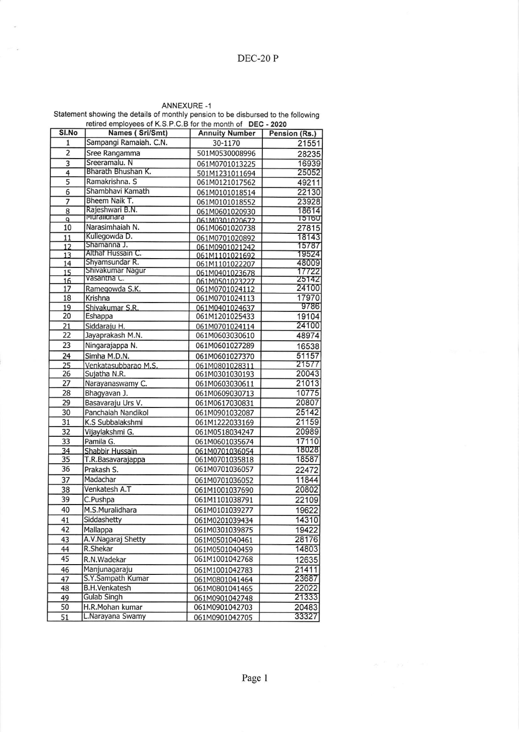DEC-20 P

ANNEXURE -1

Statement showing the details of monthly pension to be disbursed to the following retired employees of K.S.P.C.B for the month of **DEC - 2020**

| Sl.No | Names ( Sri/Smt) | Annuity Number | Pension (Rs.) |
|---|---|---|---|
| 1 | Sampangi Ramaiah. C.N. | 30-1170 | 21551 |
| 2 | Sree Rangamma | 501M0530008996 | 28235 |
| 3 | Sreeramalu. N | 061M0701013225 | 16939 |
| 4 | Bharath Bhushan K. | 501M1231011694 | 25052 |
| 5 | Ramakrishna. S | 061M0121017562 | 49211 |
| 6 | Shambhavi Kamath | 061M0101018514 | 22130 |
| 7 | Bheem Naik T. | 061M0101018552 | 23928 |
| 8 | Rajeshwari B.N. | 061M0601020930 | 18614 |
| 9 | Muralidhara | 061M0301020672 | 15160 |
| 10 | Narasimhaiah N. | 061M0601020738 | 27815 |
| 11 | Kullegowda D. | 061M0701020892 | 18143 |
| 12 | Shamanna J. | 061M0901021242 | 15787 |
| 13 | Althaf Hussain C. | 061M1101021692 | 19524 |
| 14 | Shyamsundar R. | 061M1101022207 | 48009 |
| 15 | Shivakumar Nagur | 061M0401023678 | 17722 |
| 16 | Vasantha C. | 061M0501023227 | 25142 |
| 17 | Ramegowda S.K. | 061M0701024112 | 24100 |
| 18 | Krishna | 061M0701024113 | 17970 |
| 19 | Shivakumar S.R. | 061M0401024637 | 9786 |
| 20 | Eshappa | 061M1201025433 | 19104 |
| 21 | Siddaraju H. | 061M0701024114 | 24100 |
| 22 | Jayaprakash M.N. | 061M0603030610 | 48974 |
| 23 | Ningarajappa N. | 061M0601027289 | 16538 |
| 24 | Simha M.D.N. | 061M0601027370 | 51157 |
| 25 | Venkatasubbarao M.S. | 061M0801028311 | 21577 |
| 26 | Sujatha N.R. | 061M0301030193 | 20043 |
| 27 | Narayanaswamy C. | 061M0603030611 | 21013 |
| 28 | Bhagyavan J. | 061M0609030713 | 10775 |
| 29 | Basavaraju Urs V. | 061M0617030831 | 20807 |
| 30 | Panchaiah Nandikol | 061M0901032087 | 25142 |
| 31 | K.S Subbalakshmi | 061M1222033169 | 21159 |
| 32 | Vijaylakshmi G. | 061M0518034247 | 20989 |
| 33 | Pamila G. | 061M0601035674 | 17110 |
| 34 | Shabbir Hussain | 061M0701036054 | 18028 |
| 35 | T.R.Basavarajappa | 061M0701035818 | 18587 |
| 36 | Prakash S. | 061M0701036057 | 22472 |
| 37 | Madachar | 061M0701036052 | 11844 |
| 38 | Venkatesh A.T | 061M1001037690 | 20802 |
| 39 | C.Pushpa | 061M1101038791 | 22109 |
| 40 | M.S.Muralidhara | 061M0101039277 | 19622 |
| 41 | Siddashetty | 061M0201039434 | 14310 |
| 42 | Mallappa | 061M0301039875 | 19422 |
| 43 | A.V.Nagaraj Shetty | 061M0501040461 | 28176 |
| 44 | R.Shekar | 061M0501040459 | 14803 |
| 45 | R.N.Wadekar | 061M1001042768 | 12635 |
| 46 | Manjunagaraju | 061M1001042783 | 21411 |
| 47 | S.Y.Sampath Kumar | 061M0801041464 | 23687 |
| 48 | B.H.Venkatesh | 061M0801041465 | 22022 |
| 49 | Gulab Singh | 061M0901042748 | 21333 |
| 50 | H.R.Mohan kumar | 061M0901042703 | 20483 |
| 51 | L.Narayana Swamy | 061M0901042705 | 33327 |